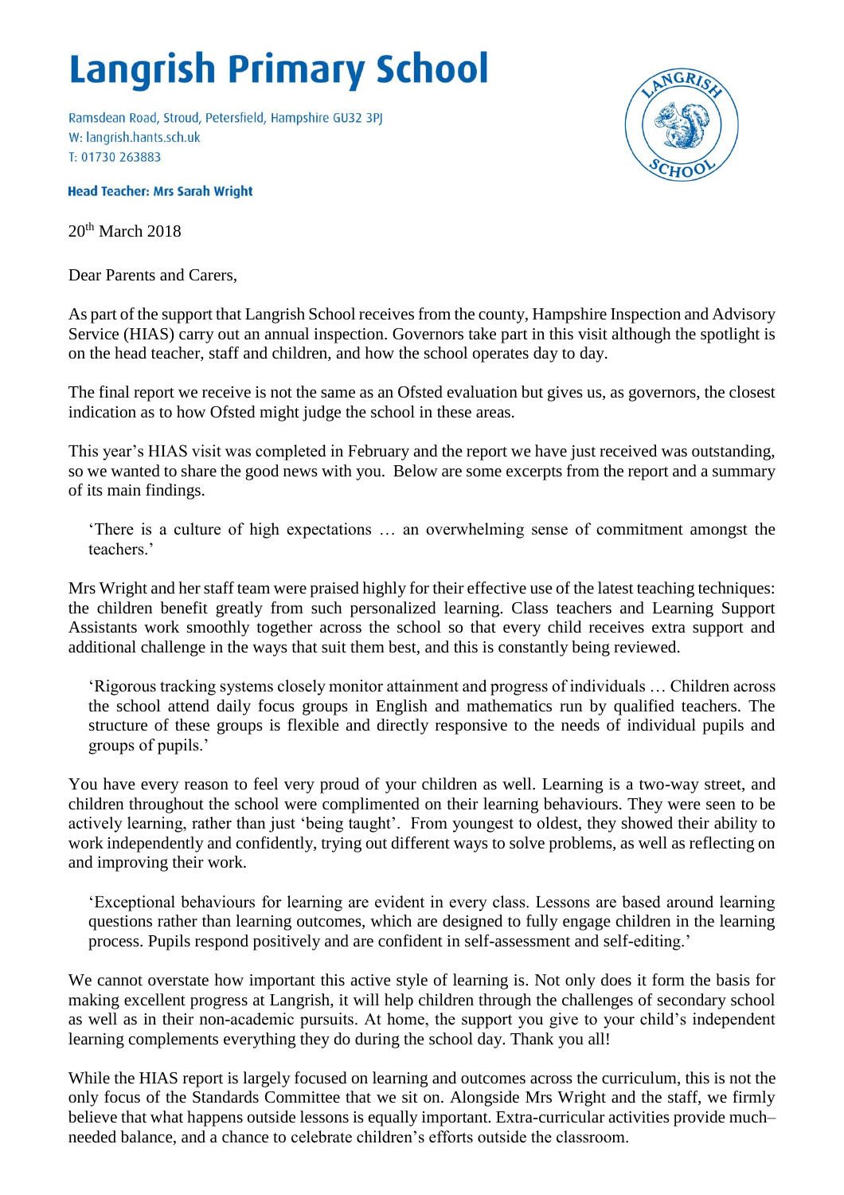# Langrish Primary School

Ramsdean Road, Stroud, Petersfield, Hampshire GU32 3PJ
W: langrish.hants.sch.uk
T: 01730 263883

**Head Teacher: Mrs Sarah Wright**

20th March 2018

Dear Parents and Carers,

As part of the support that Langrish School receives from the county, Hampshire Inspection and Advisory Service (HIAS) carry out an annual inspection. Governors take part in this visit although the spotlight is on the head teacher, staff and children, and how the school operates day to day.

The final report we receive is not the same as an Ofsted evaluation but gives us, as governors, the closest indication as to how Ofsted might judge the school in these areas.

This year's HIAS visit was completed in February and the report we have just received was outstanding, so we wanted to share the good news with you. Below are some excerpts from the report and a summary of its main findings.

> 'There is a culture of high expectations … an overwhelming sense of commitment amongst the teachers.'

Mrs Wright and her staff team were praised highly for their effective use of the latest teaching techniques: the children benefit greatly from such personalized learning. Class teachers and Learning Support Assistants work smoothly together across the school so that every child receives extra support and additional challenge in the ways that suit them best, and this is constantly being reviewed.

> 'Rigorous tracking systems closely monitor attainment and progress of individuals … Children across the school attend daily focus groups in English and mathematics run by qualified teachers. The structure of these groups is flexible and directly responsive to the needs of individual pupils and groups of pupils.'

You have every reason to feel very proud of your children as well. Learning is a two-way street, and children throughout the school were complimented on their learning behaviours. They were seen to be actively learning, rather than just 'being taught'. From youngest to oldest, they showed their ability to work independently and confidently, trying out different ways to solve problems, as well as reflecting on and improving their work.

> 'Exceptional behaviours for learning are evident in every class. Lessons are based around learning questions rather than learning outcomes, which are designed to fully engage children in the learning process. Pupils respond positively and are confident in self-assessment and self-editing.'

We cannot overstate how important this active style of learning is. Not only does it form the basis for making excellent progress at Langrish, it will help children through the challenges of secondary school as well as in their non-academic pursuits. At home, the support you give to your child's independent learning complements everything they do during the school day. Thank you all!

While the HIAS report is largely focused on learning and outcomes across the curriculum, this is not the only focus of the Standards Committee that we sit on. Alongside Mrs Wright and the staff, we firmly believe that what happens outside lessons is equally important. Extra-curricular activities provide much–needed balance, and a chance to celebrate children's efforts outside the classroom.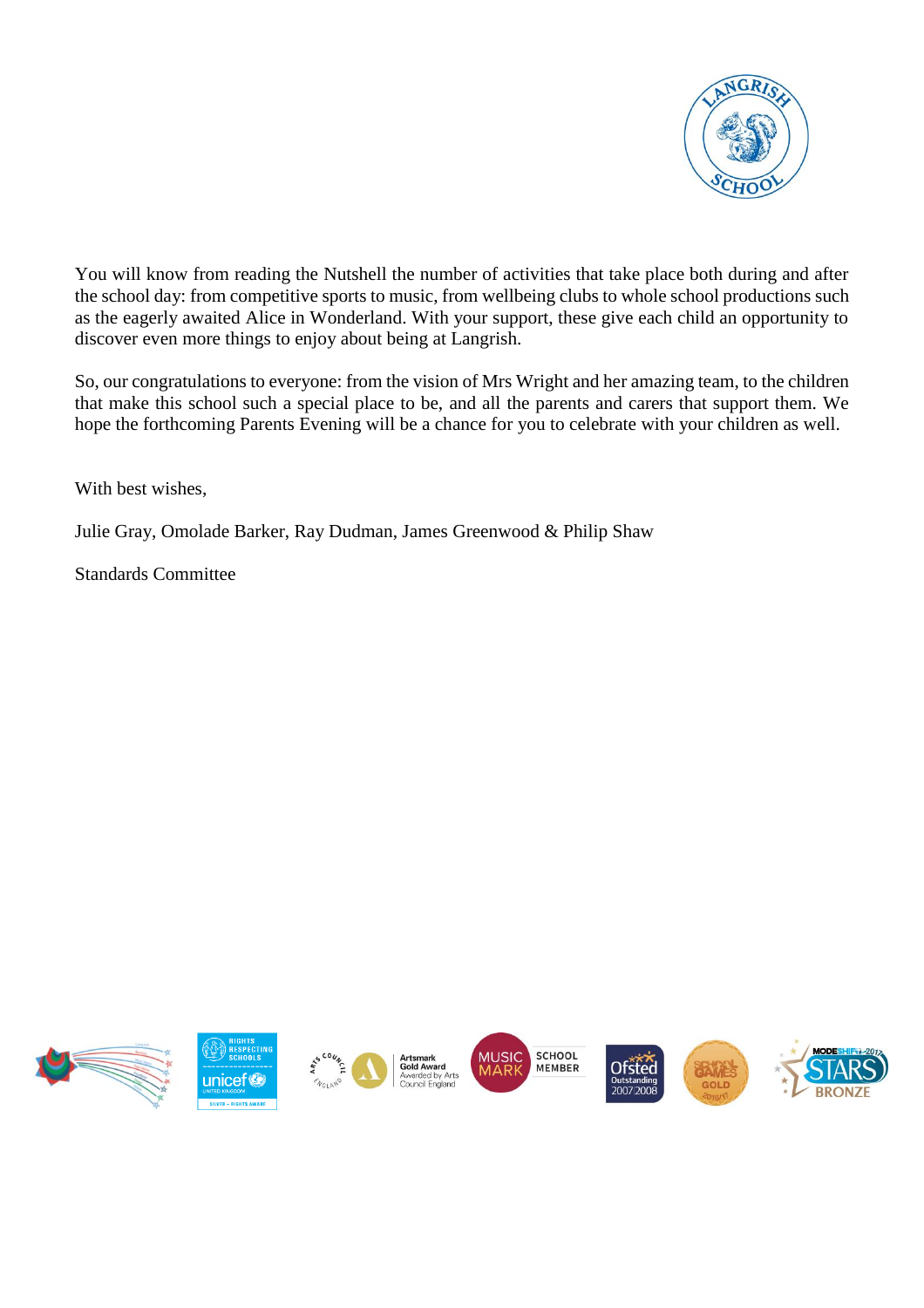You will know from reading the Nutshell the number of activities that take place both during and after the school day: from competitive sports to music, from wellbeing clubs to whole school productions such as the eagerly awaited Alice in Wonderland. With your support, these give each child an opportunity to discover even more things to enjoy about being at Langrish.

So, our congratulations to everyone: from the vision of Mrs Wright and her amazing team, to the children that make this school such a special place to be, and all the parents and carers that support them. We hope the forthcoming Parents Evening will be a chance for you to celebrate with your children as well.

With best wishes,

Julie Gray, Omolade Barker, Ray Dudman, James Greenwood & Philip Shaw

Standards Committee